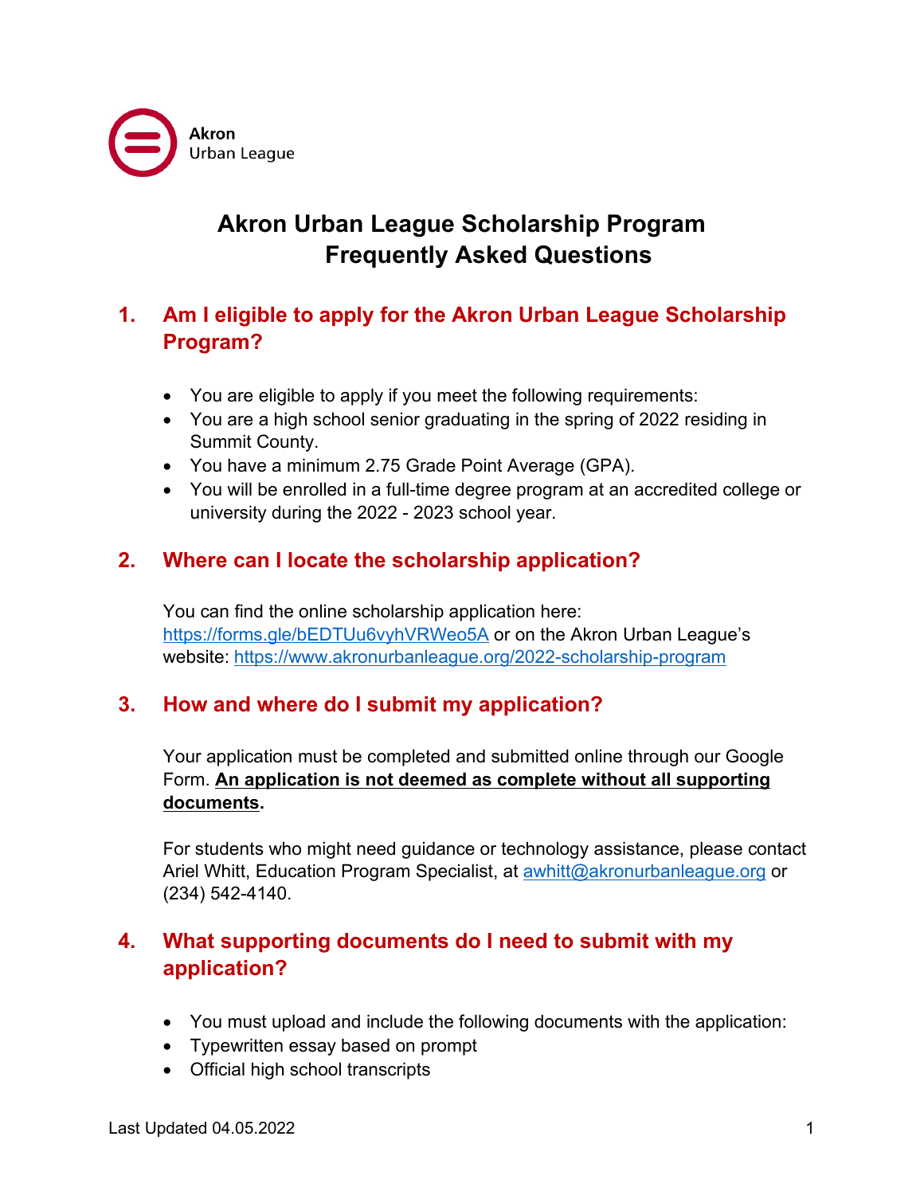Akron Urban League

# Akron Urban League Scholarship Program Frequently Asked Questions

## 1. Am I eligible to apply for the Akron Urban League Scholarship Program?

- You are eligible to apply if you meet the following requirements:
- You are a high school senior graduating in the spring of 2022 residing in Summit County.
- You have a minimum 2.75 Grade Point Average (GPA).
- You will be enrolled in a full-time degree program at an accredited college or university during the 2022 - 2023 school year.

## 2. Where can I locate the scholarship application?

You can find the online scholarship application here: https://forms.gle/bEDTUu6vyhVRWeo5A or on the Akron Urban League's website: https://www.akronurbanleague.org/2022-scholarship-program

## 3. How and where do I submit my application?

Your application must be completed and submitted online through our Google Form. **An application is not deemed as complete without all supporting documents.**

For students who might need guidance or technology assistance, please contact Ariel Whitt, Education Program Specialist, at awhitt@akronurbanleague.org or (234) 542-4140.

## 4. What supporting documents do I need to submit with my application?

- You must upload and include the following documents with the application:
- Typewritten essay based on prompt
- Official high school transcripts

Last Updated 04.05.2022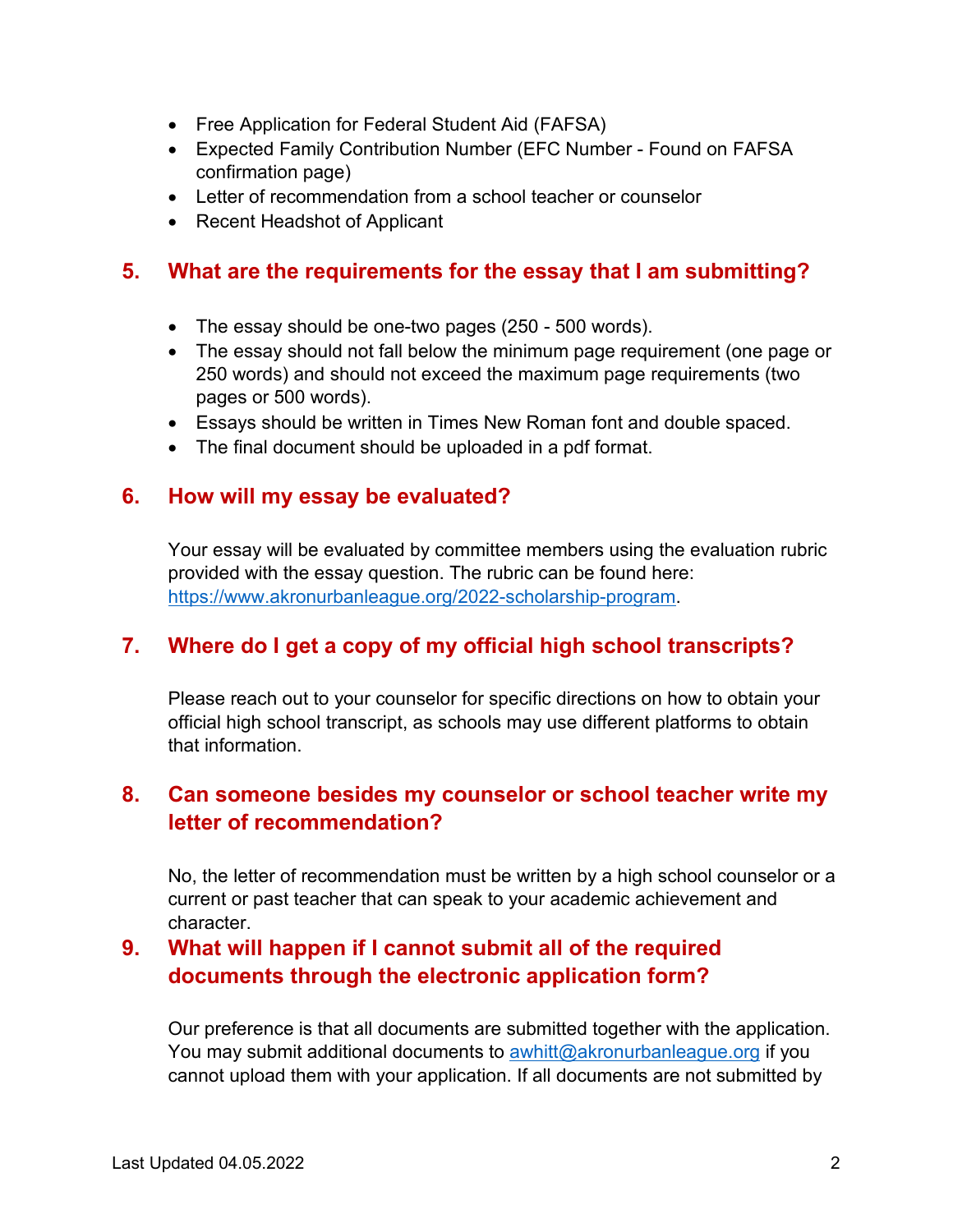- Free Application for Federal Student Aid (FAFSA)
- Expected Family Contribution Number (EFC Number - Found on FAFSA confirmation page)
- Letter of recommendation from a school teacher or counselor
- Recent Headshot of Applicant

## 5. What are the requirements for the essay that I am submitting?

- The essay should be one-two pages (250 - 500 words).
- The essay should not fall below the minimum page requirement (one page or 250 words) and should not exceed the maximum page requirements (two pages or 500 words).
- Essays should be written in Times New Roman font and double spaced.
- The final document should be uploaded in a pdf format.

## 6. How will my essay be evaluated?

Your essay will be evaluated by committee members using the evaluation rubric provided with the essay question. The rubric can be found here: [https://www.akronurbanleague.org/2022-scholarship-program](https://www.akronurbanleague.org/2022-scholarship-program).

## 7. Where do I get a copy of my official high school transcripts?

Please reach out to your counselor for specific directions on how to obtain your official high school transcript, as schools may use different platforms to obtain that information.

## 8. Can someone besides my counselor or school teacher write my letter of recommendation?

No, the letter of recommendation must be written by a high school counselor or a current or past teacher that can speak to your academic achievement and character.

## 9. What will happen if I cannot submit all of the required documents through the electronic application form?

Our preference is that all documents are submitted together with the application. You may submit additional documents to [awhitt@akronurbanleague.org](mailto:awhitt@akronurbanleague.org) if you cannot upload them with your application. If all documents are not submitted by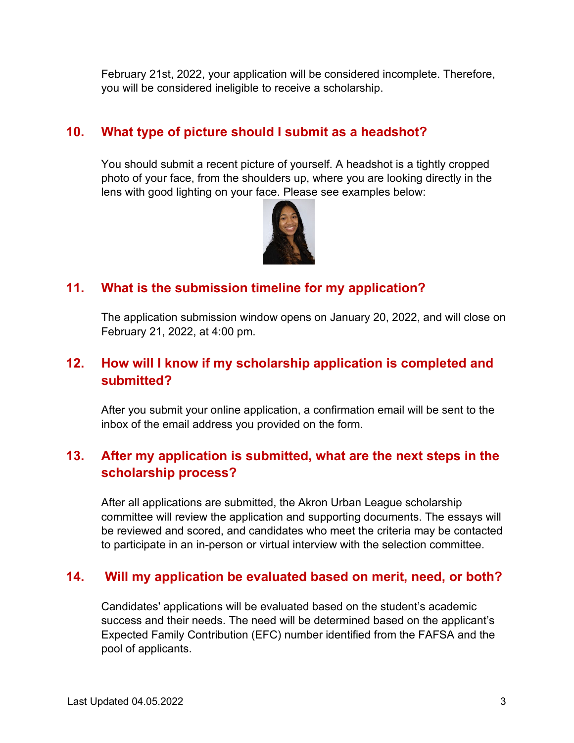February 21st, 2022, your application will be considered incomplete. Therefore, you will be considered ineligible to receive a scholarship.

## 10. What type of picture should I submit as a headshot?

You should submit a recent picture of yourself. A headshot is a tightly cropped photo of your face, from the shoulders up, where you are looking directly in the lens with good lighting on your face. Please see examples below:

## 11. What is the submission timeline for my application?

The application submission window opens on January 20, 2022, and will close on February 21, 2022, at 4:00 pm.

## 12. How will I know if my scholarship application is completed and submitted?

After you submit your online application, a confirmation email will be sent to the inbox of the email address you provided on the form.

## 13. After my application is submitted, what are the next steps in the scholarship process?

After all applications are submitted, the Akron Urban League scholarship committee will review the application and supporting documents. The essays will be reviewed and scored, and candidates who meet the criteria may be contacted to participate in an in-person or virtual interview with the selection committee.

## 14. Will my application be evaluated based on merit, need, or both?

Candidates' applications will be evaluated based on the student's academic success and their needs. The need will be determined based on the applicant's Expected Family Contribution (EFC) number identified from the FAFSA and the pool of applicants.

Last Updated 04.05.2022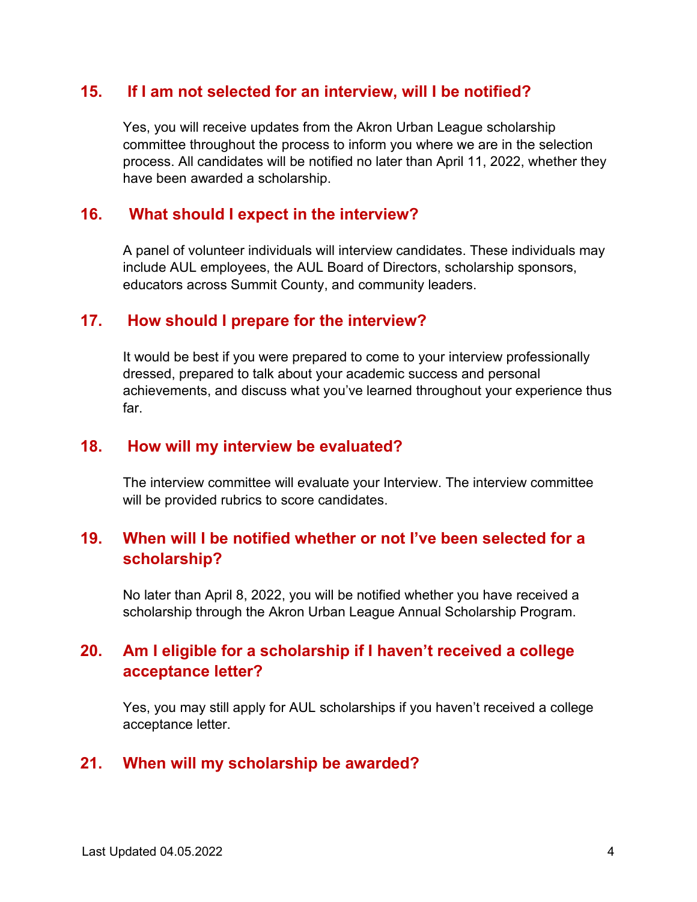### 15. If I am not selected for an interview, will I be notified?

Yes, you will receive updates from the Akron Urban League scholarship committee throughout the process to inform you where we are in the selection process. All candidates will be notified no later than April 11, 2022, whether they have been awarded a scholarship.

### 16. What should I expect in the interview?

A panel of volunteer individuals will interview candidates. These individuals may include AUL employees, the AUL Board of Directors, scholarship sponsors, educators across Summit County, and community leaders.

### 17. How should I prepare for the interview?

It would be best if you were prepared to come to your interview professionally dressed, prepared to talk about your academic success and personal achievements, and discuss what you've learned throughout your experience thus far.

### 18. How will my interview be evaluated?

The interview committee will evaluate your Interview. The interview committee will be provided rubrics to score candidates.

### 19. When will I be notified whether or not I've been selected for a scholarship?

No later than April 8, 2022, you will be notified whether you have received a scholarship through the Akron Urban League Annual Scholarship Program.

### 20. Am I eligible for a scholarship if I haven't received a college acceptance letter?

Yes, you may still apply for AUL scholarships if you haven't received a college acceptance letter.

### 21. When will my scholarship be awarded?

Last Updated 04.05.2022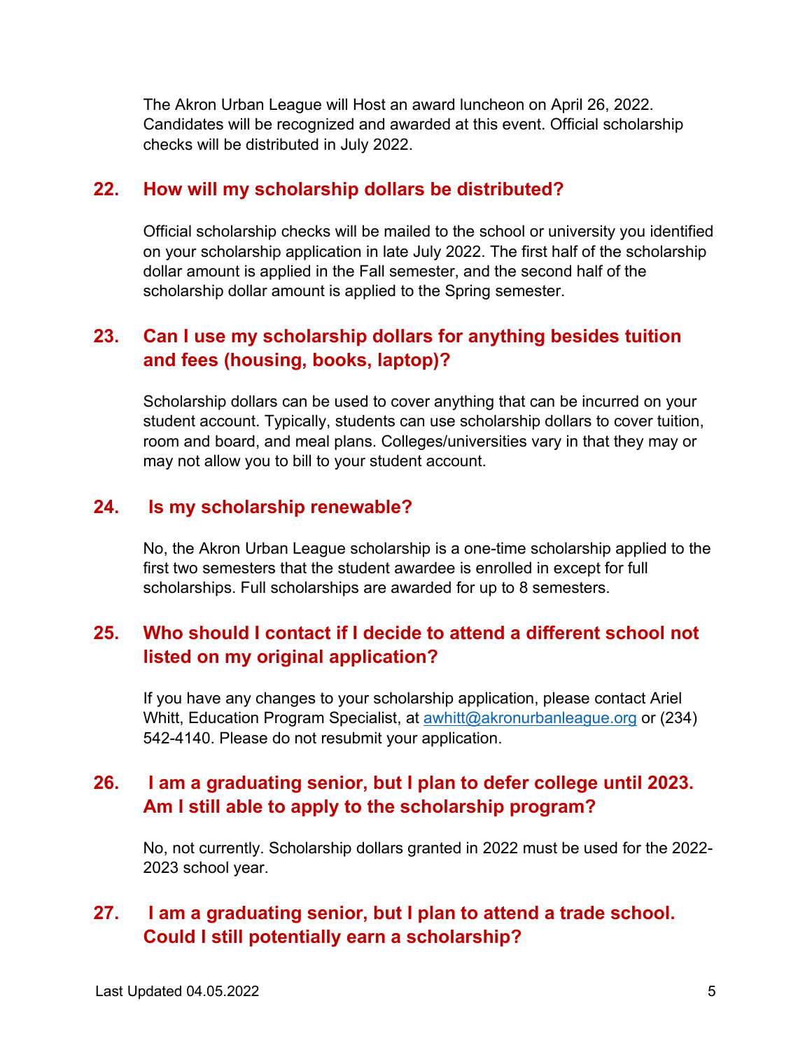The Akron Urban League will Host an award luncheon on April 26, 2022. Candidates will be recognized and awarded at this event. Official scholarship checks will be distributed in July 2022.

## 22. How will my scholarship dollars be distributed?

Official scholarship checks will be mailed to the school or university you identified on your scholarship application in late July 2022. The first half of the scholarship dollar amount is applied in the Fall semester, and the second half of the scholarship dollar amount is applied to the Spring semester.

## 23. Can I use my scholarship dollars for anything besides tuition and fees (housing, books, laptop)?

Scholarship dollars can be used to cover anything that can be incurred on your student account. Typically, students can use scholarship dollars to cover tuition, room and board, and meal plans. Colleges/universities vary in that they may or may not allow you to bill to your student account.

## 24. Is my scholarship renewable?

No, the Akron Urban League scholarship is a one-time scholarship applied to the first two semesters that the student awardee is enrolled in except for full scholarships. Full scholarships are awarded for up to 8 semesters.

## 25. Who should I contact if I decide to attend a different school not listed on my original application?

If you have any changes to your scholarship application, please contact Ariel Whitt, Education Program Specialist, at [awhitt@akronurbanleague.org](mailto:awhitt@akronurbanleague.org) or (234) 542-4140. Please do not resubmit your application.

## 26. I am a graduating senior, but I plan to defer college until 2023. Am I still able to apply to the scholarship program?

No, not currently. Scholarship dollars granted in 2022 must be used for the 2022-2023 school year.

## 27. I am a graduating senior, but I plan to attend a trade school. Could I still potentially earn a scholarship?

Last Updated 04.05.2022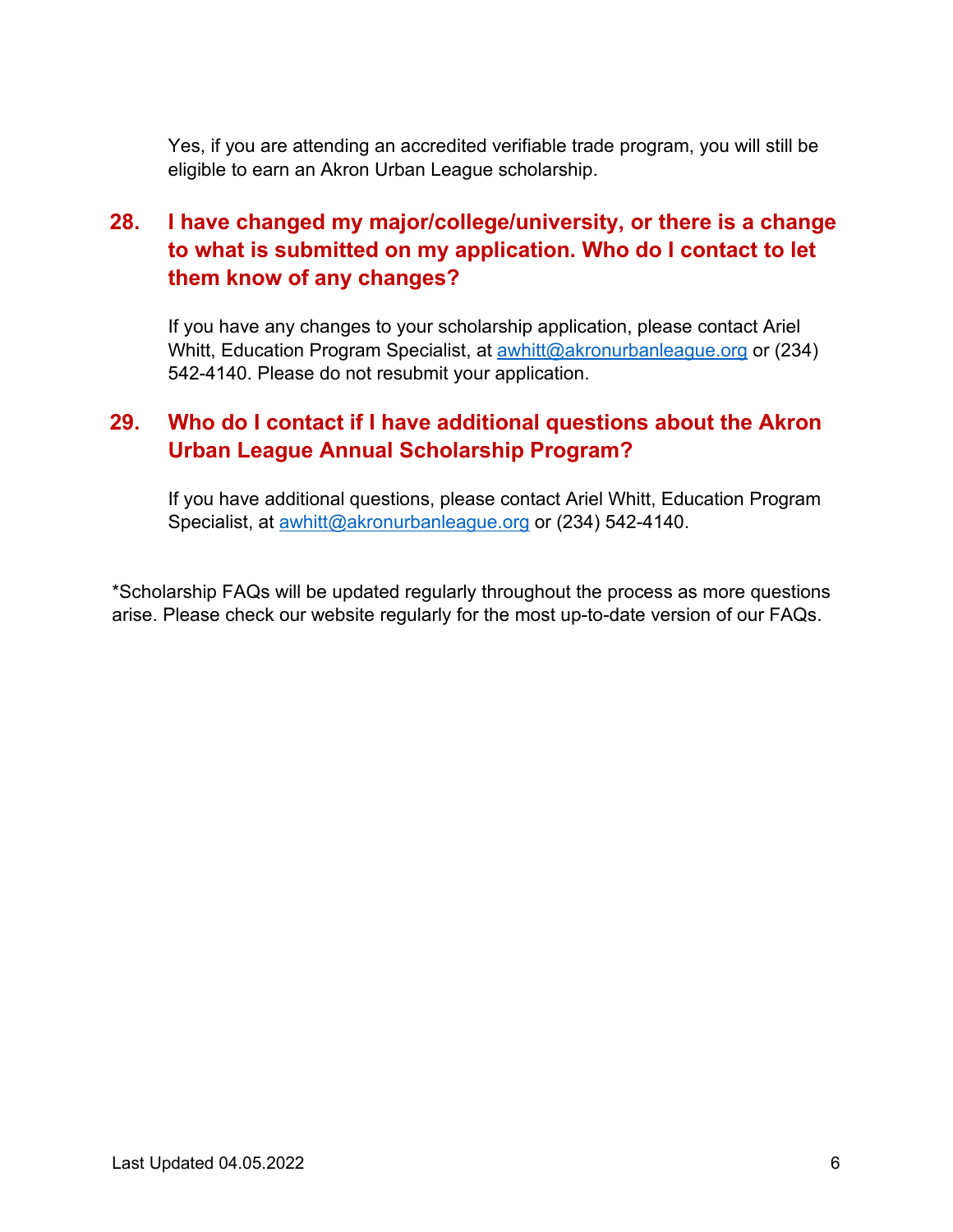Yes, if you are attending an accredited verifiable trade program, you will still be eligible to earn an Akron Urban League scholarship.

## 28. I have changed my major/college/university, or there is a change to what is submitted on my application. Who do I contact to let them know of any changes?

If you have any changes to your scholarship application, please contact Ariel Whitt, Education Program Specialist, at awhitt@akronurbanleague.org or (234) 542-4140. Please do not resubmit your application.

## 29. Who do I contact if I have additional questions about the Akron Urban League Annual Scholarship Program?

If you have additional questions, please contact Ariel Whitt, Education Program Specialist, at awhitt@akronurbanleague.org or (234) 542-4140.

*Scholarship FAQs will be updated regularly throughout the process as more questions arise. Please check our website regularly for the most up-to-date version of our FAQs.

Last Updated 04.05.2022